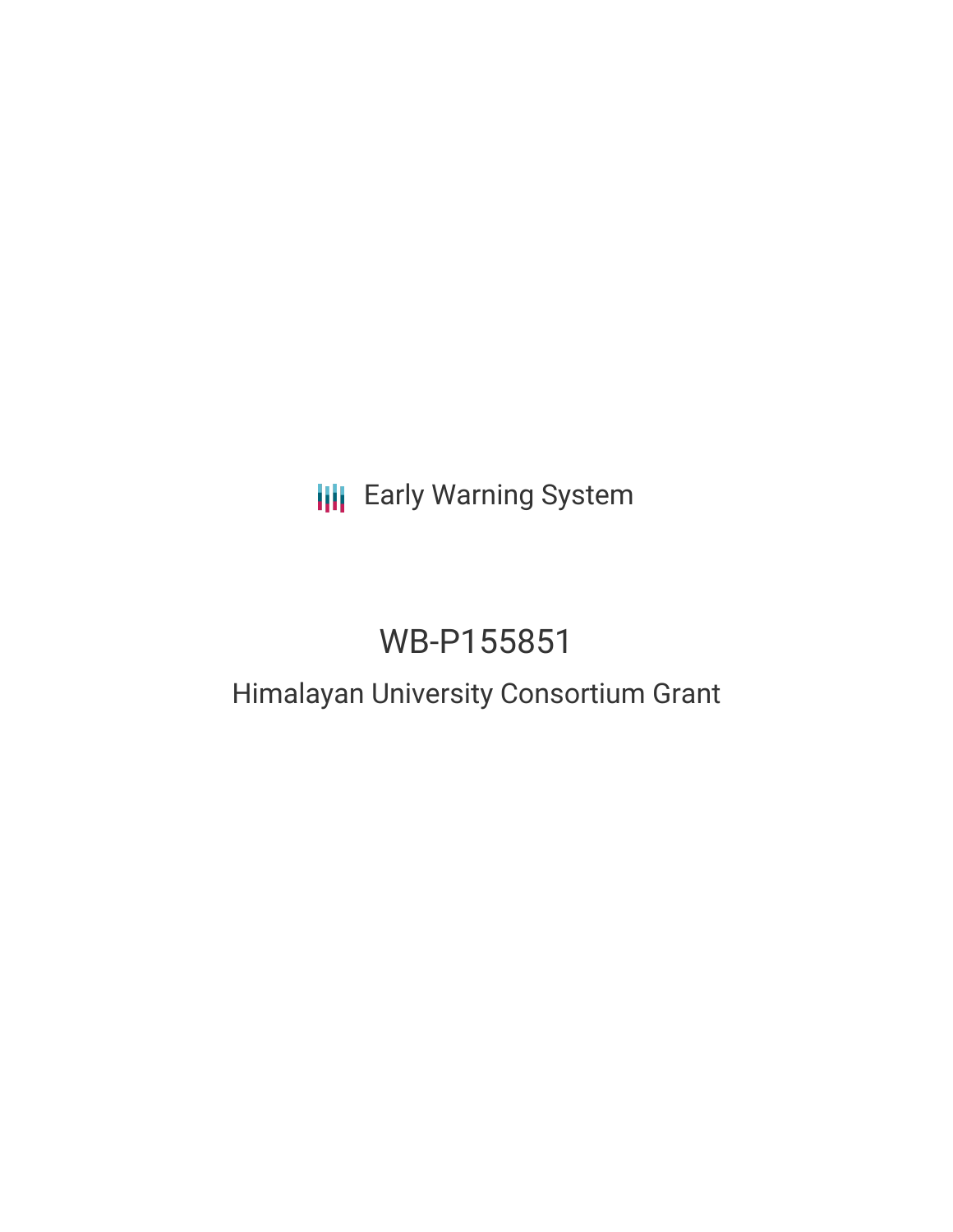Early Warning System

# WB-P155851

## Himalayan University Consortium Grant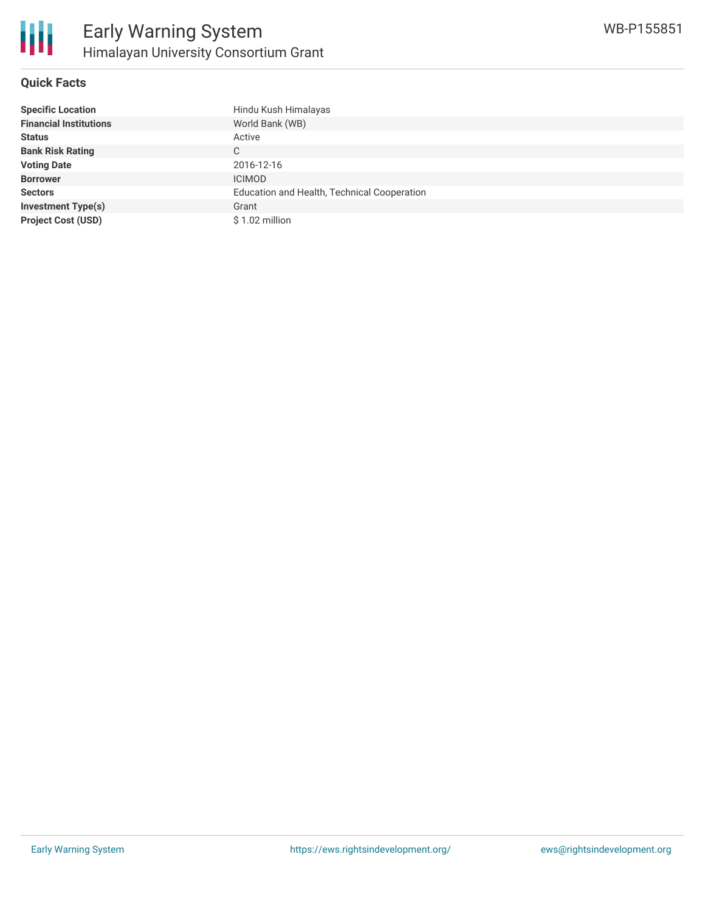# Early Warning System

## Himalayan University Consortium Grant

WB-P155851

### Quick Facts

| | |
|---|---|
| **Specific Location** | Hindu Kush Himalayas |
| **Financial Institutions** | World Bank (WB) |
| **Status** | Active |
| **Bank Risk Rating** | C |
| **Voting Date** | 2016-12-16 |
| **Borrower** | ICIMOD |
| **Sectors** | Education and Health, Technical Cooperation |
| **Investment Type(s)** | Grant |
| **Project Cost (USD)** | $ 1.02 million |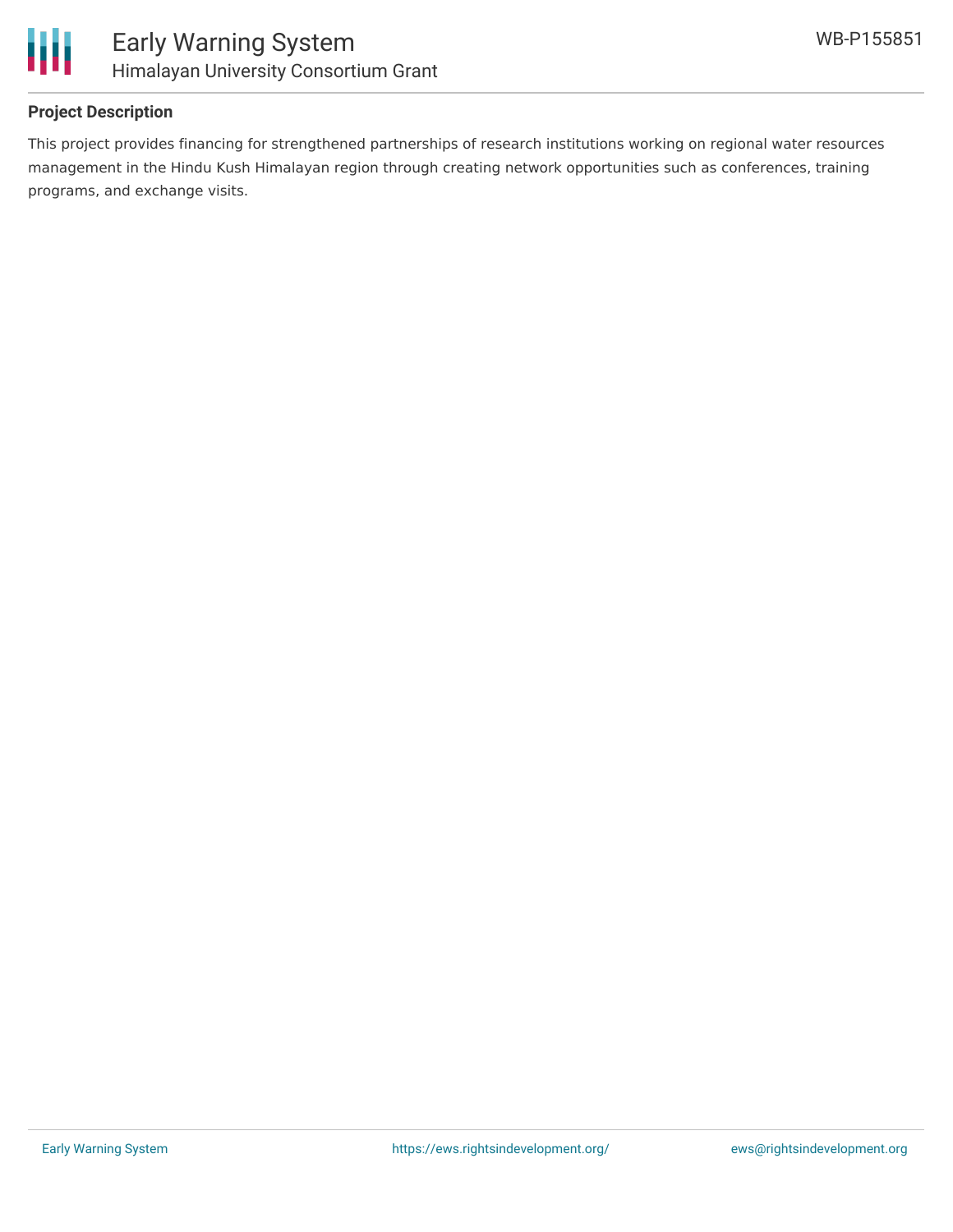## Project Description

This project provides financing for strengthened partnerships of research institutions working on regional water resources management in the Hindu Kush Himalayan region through creating network opportunities such as conferences, training programs, and exchange visits.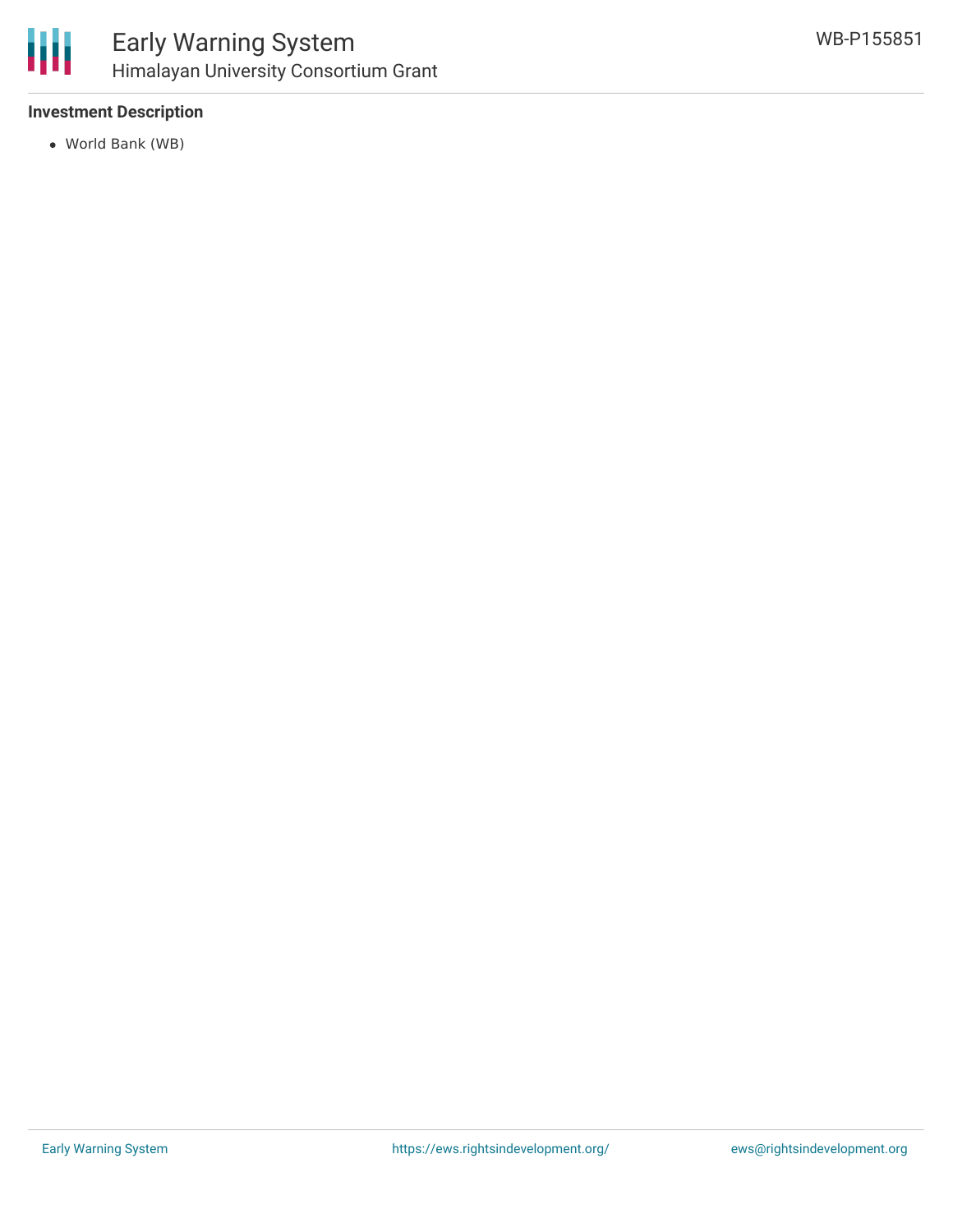### Investment Description

- World Bank (WB)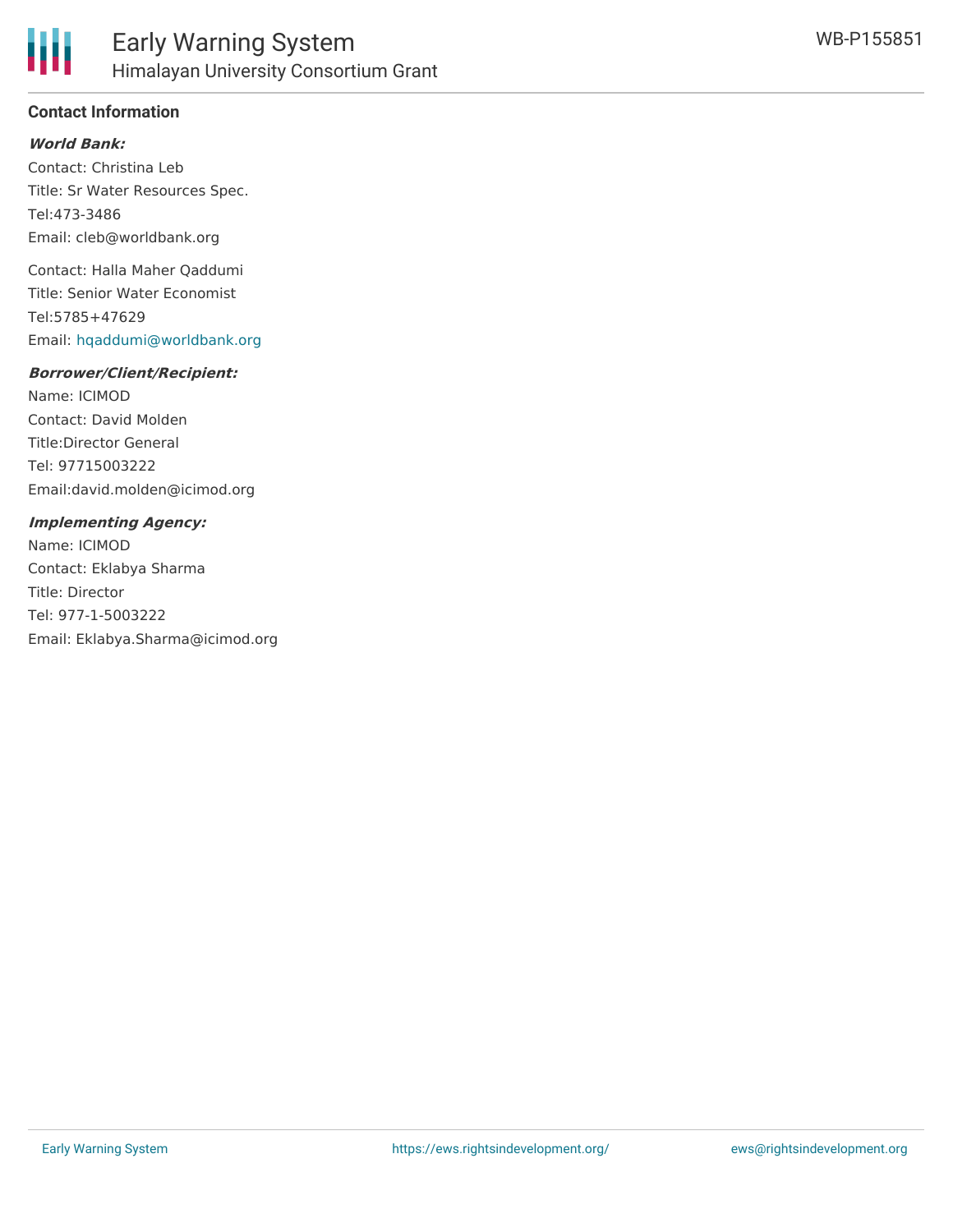## Contact Information

***World Bank:***

Contact: Christina Leb
Title: Sr Water Resources Spec.
Tel:473-3486
Email: cleb@worldbank.org

Contact: Halla Maher Qaddumi
Title: Senior Water Economist
Tel:5785+47629
Email: hqaddumi@worldbank.org

***Borrower/Client/Recipient:***

Name: ICIMOD
Contact: David Molden
Title:Director General
Tel: 97715003222
Email:david.molden@icimod.org

***Implementing Agency:***

Name: ICIMOD
Contact: Eklabya Sharma
Title: Director
Tel: 977-1-5003222
Email: Eklabya.Sharma@icimod.org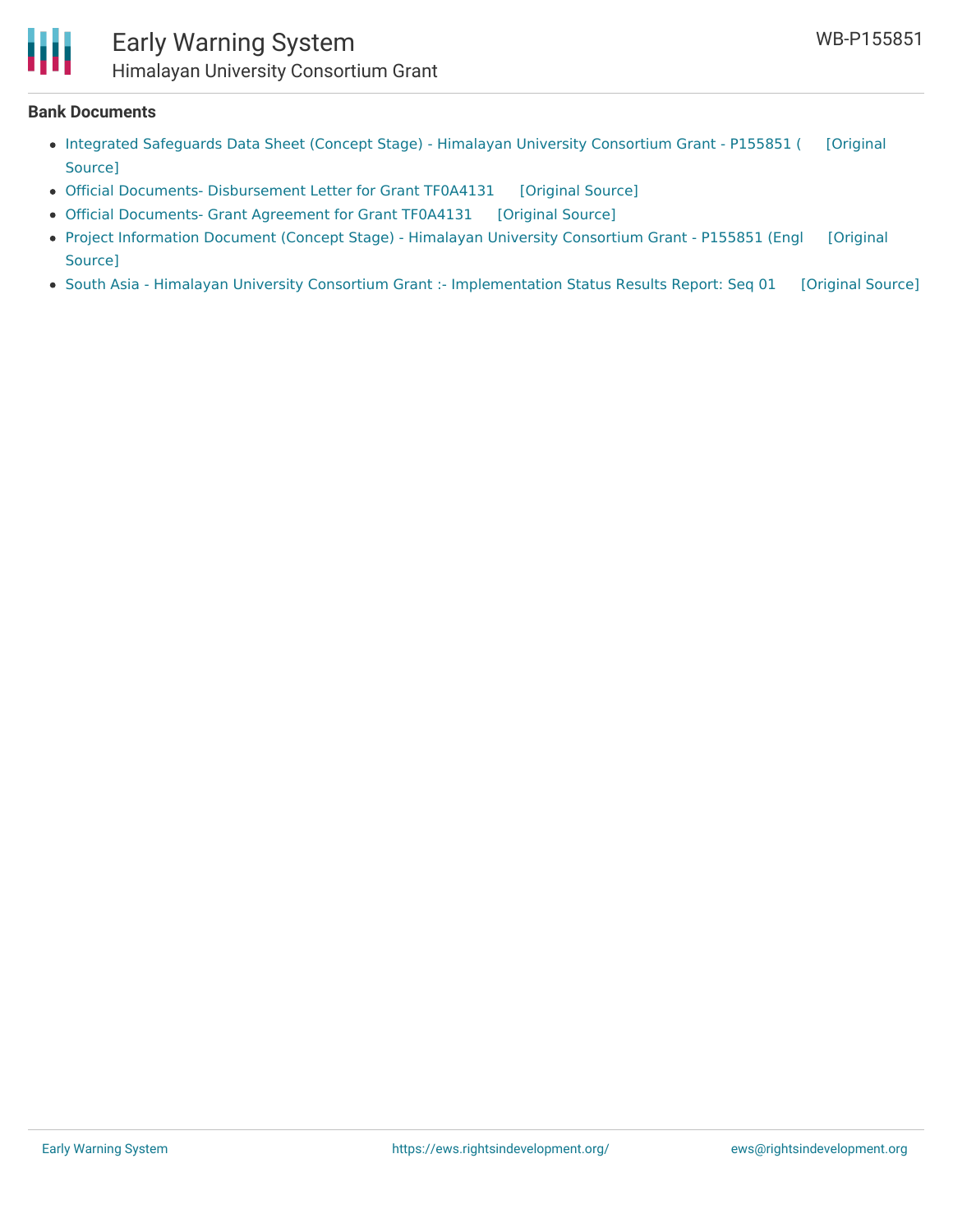**Bank Documents**

- Integrated Safeguards Data Sheet (Concept Stage) - Himalayan University Consortium Grant - P155851 ( [Original Source]
- Official Documents- Disbursement Letter for Grant TF0A4131 [Original Source]
- Official Documents- Grant Agreement for Grant TF0A4131 [Original Source]
- Project Information Document (Concept Stage) - Himalayan University Consortium Grant - P155851 (Engl [Original Source]
- South Asia - Himalayan University Consortium Grant :- Implementation Status Results Report: Seq 01 [Original Source]